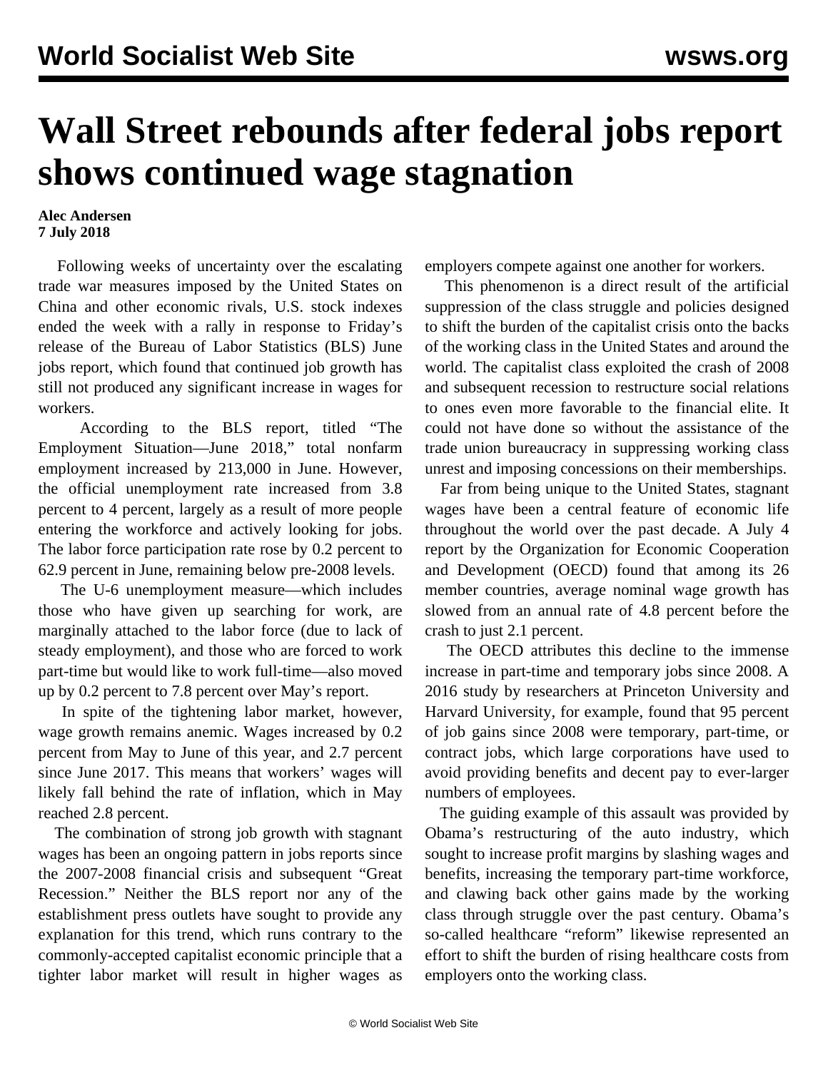# Wall Street rebounds after federal jobs report shows continued wage stagnation

**Alec Andersen**
**7 July 2018**

Following weeks of uncertainty over the escalating trade war measures imposed by the United States on China and other economic rivals, U.S. stock indexes ended the week with a rally in response to Friday's release of the Bureau of Labor Statistics (BLS) June jobs report, which found that continued job growth has still not produced any significant increase in wages for workers.

According to the BLS report, titled "The Employment Situation—June 2018," total nonfarm employment increased by 213,000 in June. However, the official unemployment rate increased from 3.8 percent to 4 percent, largely as a result of more people entering the workforce and actively looking for jobs. The labor force participation rate rose by 0.2 percent to 62.9 percent in June, remaining below pre-2008 levels.

The U-6 unemployment measure—which includes those who have given up searching for work, are marginally attached to the labor force (due to lack of steady employment), and those who are forced to work part-time but would like to work full-time—also moved up by 0.2 percent to 7.8 percent over May's report.

In spite of the tightening labor market, however, wage growth remains anemic. Wages increased by 0.2 percent from May to June of this year, and 2.7 percent since June 2017. This means that workers' wages will likely fall behind the rate of inflation, which in May reached 2.8 percent.

The combination of strong job growth with stagnant wages has been an ongoing pattern in jobs reports since the 2007-2008 financial crisis and subsequent "Great Recession." Neither the BLS report nor any of the establishment press outlets have sought to provide any explanation for this trend, which runs contrary to the commonly-accepted capitalist economic principle that a tighter labor market will result in higher wages as employers compete against one another for workers.

This phenomenon is a direct result of the artificial suppression of the class struggle and policies designed to shift the burden of the capitalist crisis onto the backs of the working class in the United States and around the world. The capitalist class exploited the crash of 2008 and subsequent recession to restructure social relations to ones even more favorable to the financial elite. It could not have done so without the assistance of the trade union bureaucracy in suppressing working class unrest and imposing concessions on their memberships.

Far from being unique to the United States, stagnant wages have been a central feature of economic life throughout the world over the past decade. A July 4 report by the Organization for Economic Cooperation and Development (OECD) found that among its 26 member countries, average nominal wage growth has slowed from an annual rate of 4.8 percent before the crash to just 2.1 percent.

The OECD attributes this decline to the immense increase in part-time and temporary jobs since 2008. A 2016 study by researchers at Princeton University and Harvard University, for example, found that 95 percent of job gains since 2008 were temporary, part-time, or contract jobs, which large corporations have used to avoid providing benefits and decent pay to ever-larger numbers of employees.

The guiding example of this assault was provided by Obama's restructuring of the auto industry, which sought to increase profit margins by slashing wages and benefits, increasing the temporary part-time workforce, and clawing back other gains made by the working class through struggle over the past century. Obama's so-called healthcare "reform" likewise represented an effort to shift the burden of rising healthcare costs from employers onto the working class.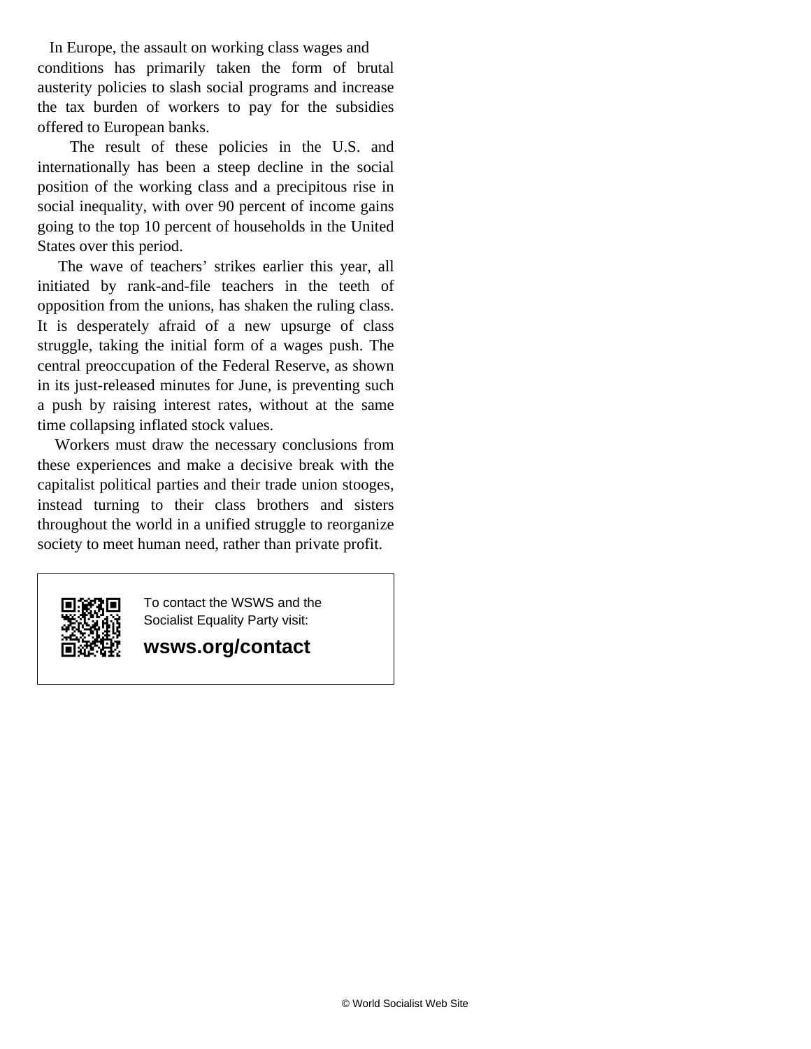In Europe, the assault on working class wages and conditions has primarily taken the form of brutal austerity policies to slash social programs and increase the tax burden of workers to pay for the subsidies offered to European banks.

The result of these policies in the U.S. and internationally has been a steep decline in the social position of the working class and a precipitous rise in social inequality, with over 90 percent of income gains going to the top 10 percent of households in the United States over this period.

The wave of teachers' strikes earlier this year, all initiated by rank-and-file teachers in the teeth of opposition from the unions, has shaken the ruling class. It is desperately afraid of a new upsurge of class struggle, taking the initial form of a wages push. The central preoccupation of the Federal Reserve, as shown in its just-released minutes for June, is preventing such a push by raising interest rates, without at the same time collapsing inflated stock values.

Workers must draw the necessary conclusions from these experiences and make a decisive break with the capitalist political parties and their trade union stooges, instead turning to their class brothers and sisters throughout the world in a unified struggle to reorganize society to meet human need, rather than private profit.

To contact the WSWS and the Socialist Equality Party visit:

**wsws.org/contact**